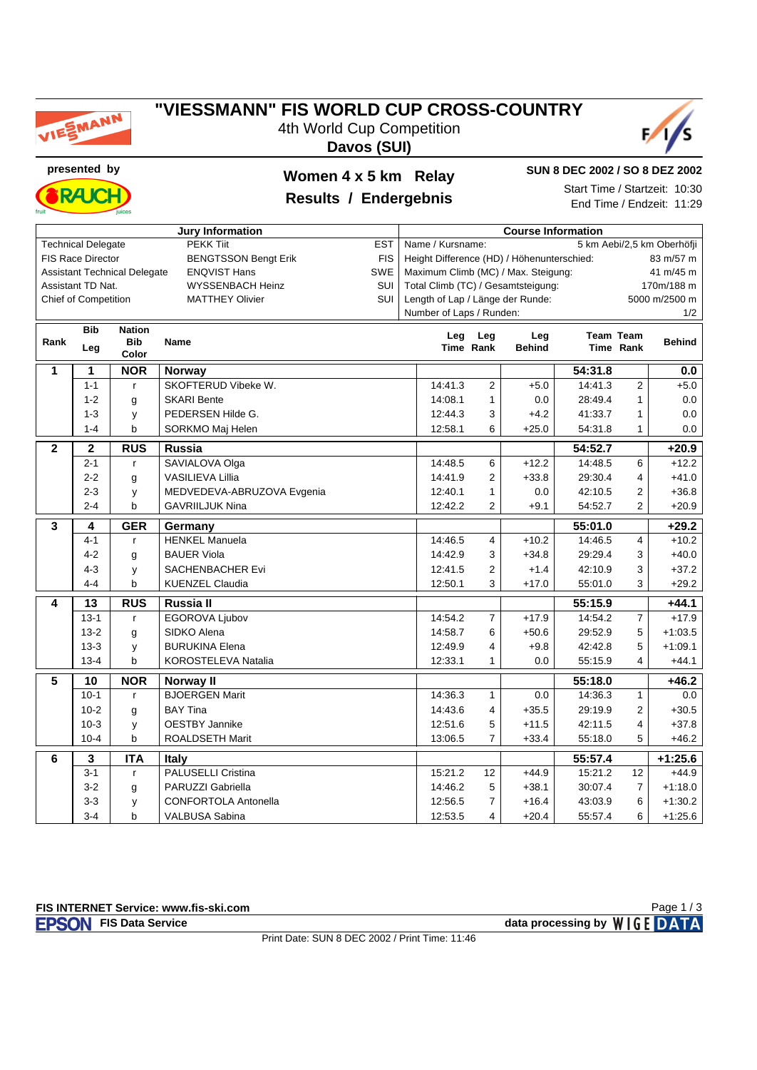# "VIESSMANN" FIS WORLD CUP CROSS-COUNTRY

4th World Cup Competition

**Davos (SUI)**

presented by

## Women 4 x 5 km Relay
## Results / Endergebnis

**SUN 8 DEC 2002 / SO 8 DEZ 2002**

Start Time / Startzeit: 10:30
End Time / Endzeit: 11:29

| Jury Information | | |
|---|---|---|
| Technical Delegate | PEKK Tiit | EST |
| FIS Race Director | BENGTSSON Bengt Erik | FIS |
| Assistant Technical Delegate | ENQVIST Hans | SWE |
| Assistant TD Nat. | WYSSENBACH Heinz | SUI |
| Chief of Competition | MATTHEY Olivier | SUI |

| Course Information | |
|---|---|
| Name / Kursname: | 5 km Aebi/2,5 km Oberhöfji |
| Height Difference (HD) / Höhenunterschied: | 83 m/57 m |
| Maximum Climb (MC) / Max. Steigung: | 41 m/45 m |
| Total Climb (TC) / Gesamtsteigung: | 170m/188 m |
| Length of Lap / Länge der Runde: | 5000 m/2500 m |
| Number of Laps / Runden: | 1/2 |

| Rank | Bib Leg | Nation Bib Color | Name | Leg Time | Leg Rank | Leg Behind | Team Time | Team Rank | Behind |
|---|---|---|---|---|---|---|---|---|---|
| **1** | **1** | **NOR** | **Norway** | | | | **54:31.8** | | **0.0** |
| | 1-1 | r | SKOFTERUD Vibeke W. | 14:41.3 | 2 | +5.0 | 14:41.3 | 2 | +5.0 |
| | 1-2 | g | SKARI Bente | 14:08.1 | 1 | 0.0 | 28:49.4 | 1 | 0.0 |
| | 1-3 | y | PEDERSEN Hilde G. | 12:44.3 | 3 | +4.2 | 41:33.7 | 1 | 0.0 |
| | 1-4 | b | SORKMO Maj Helen | 12:58.1 | 6 | +25.0 | 54:31.8 | 1 | 0.0 |
| **2** | **2** | **RUS** | **Russia** | | | | **54:52.7** | | **+20.9** |
| | 2-1 | r | SAVIALOVA Olga | 14:48.5 | 6 | +12.2 | 14:48.5 | 6 | +12.2 |
| | 2-2 | g | VASILIEVA Lillia | 14:41.9 | 2 | +33.8 | 29:30.4 | 4 | +41.0 |
| | 2-3 | y | MEDVEDEVA-ABRUZOVA Evgenia | 12:40.1 | 1 | 0.0 | 42:10.5 | 2 | +36.8 |
| | 2-4 | b | GAVRIILJUK Nina | 12:42.2 | 2 | +9.1 | 54:52.7 | 2 | +20.9 |
| **3** | **4** | **GER** | **Germany** | | | | **55:01.0** | | **+29.2** |
| | 4-1 | r | HENKEL Manuela | 14:46.5 | 4 | +10.2 | 14:46.5 | 4 | +10.2 |
| | 4-2 | g | BAUER Viola | 14:42.9 | 3 | +34.8 | 29:29.4 | 3 | +40.0 |
| | 4-3 | y | SACHENBACHER Evi | 12:41.5 | 2 | +1.4 | 42:10.9 | 3 | +37.2 |
| | 4-4 | b | KUENZEL Claudia | 12:50.1 | 3 | +17.0 | 55:01.0 | 3 | +29.2 |
| **4** | **13** | **RUS** | **Russia II** | | | | **55:15.9** | | **+44.1** |
| | 13-1 | r | EGOROVA Ljubov | 14:54.2 | 7 | +17.9 | 14:54.2 | 7 | +17.9 |
| | 13-2 | g | SIDKO Alena | 14:58.7 | 6 | +50.6 | 29:52.9 | 5 | +1:03.5 |
| | 13-3 | y | BURUKINA Elena | 12:49.9 | 4 | +9.8 | 42:42.8 | 5 | +1:09.1 |
| | 13-4 | b | KOROSTELEVA Natalia | 12:33.1 | 1 | 0.0 | 55:15.9 | 4 | +44.1 |
| **5** | **10** | **NOR** | **Norway II** | | | | **55:18.0** | | **+46.2** |
| | 10-1 | r | BJOERGEN Marit | 14:36.3 | 1 | 0.0 | 14:36.3 | 1 | 0.0 |
| | 10-2 | g | BAY Tina | 14:43.6 | 4 | +35.5 | 29:19.9 | 2 | +30.5 |
| | 10-3 | y | OESTBY Jannike | 12:51.6 | 5 | +11.5 | 42:11.5 | 4 | +37.8 |
| | 10-4 | b | ROALDSETH Marit | 13:06.5 | 7 | +33.4 | 55:18.0 | 5 | +46.2 |
| **6** | **3** | **ITA** | **Italy** | | | | **55:57.4** | | **+1:25.6** |
| | 3-1 | r | PALUSELLI Cristina | 15:21.2 | 12 | +44.9 | 15:21.2 | 12 | +44.9 |
| | 3-2 | g | PARUZZI Gabriella | 14:46.2 | 5 | +38.1 | 30:07.4 | 7 | +1:18.0 |
| | 3-3 | y | CONFORTOLA Antonella | 12:56.5 | 7 | +16.4 | 43:03.9 | 6 | +1:30.2 |
| | 3-4 | b | VALBUSA Sabina | 12:53.5 | 4 | +20.4 | 55:57.4 | 6 | +1:25.6 |

**FIS INTERNET Service: www.fis-ski.com**

FIS Data Service — data processing by WIGE DATA

Print Date: SUN 8 DEC 2002 / Print Time: 11:46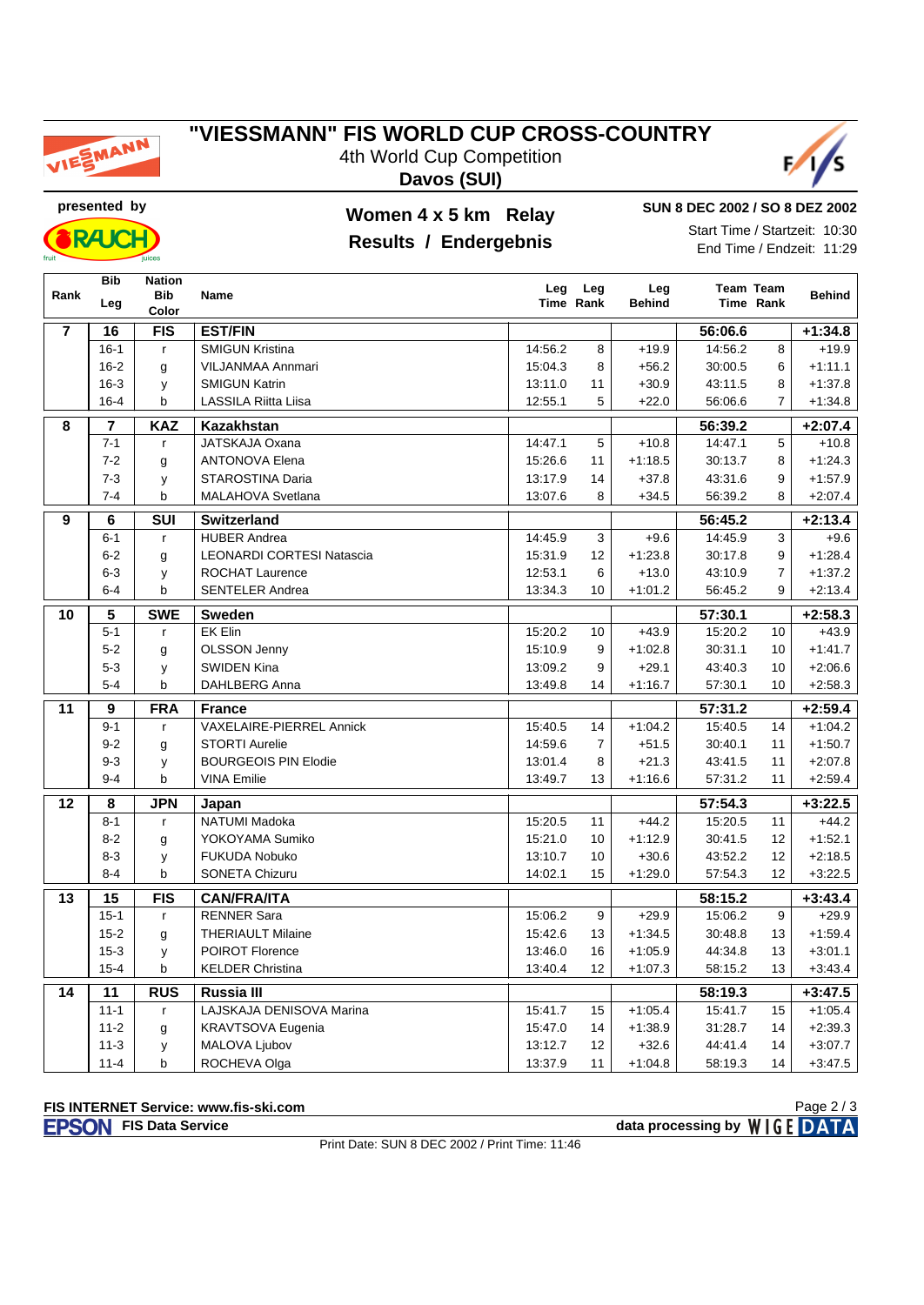# "VIESSMANN" FIS WORLD CUP CROSS-COUNTRY

4th World Cup Competition

**Davos (SUI)**

presented by

## Women 4 x 5 km Relay

## Results / Endergebnis

**SUN 8 DEC 2002 / SO 8 DEZ 2002**

Start Time / Startzeit: 10:30

End Time / Endzeit: 11:29

| Rank | Bib Leg | Nation Bib Color | Name | Leg Time | Leg Rank | Leg Behind | Team Time | Team Rank | Behind |
|---|---|---|---|---|---|---|---|---|---|
| **7** | **16** | **FIS** | **EST/FIN** | | | | **56:06.6** | | **+1:34.8** |
| | 16-1 | r | SMIGUN Kristina | 14:56.2 | 8 | +19.9 | 14:56.2 | 8 | +19.9 |
| | 16-2 | g | VILJANMAA Annmari | 15:04.3 | 8 | +56.2 | 30:00.5 | 6 | +1:11.1 |
| | 16-3 | y | SMIGUN Katrin | 13:11.0 | 11 | +30.9 | 43:11.5 | 8 | +1:37.8 |
| | 16-4 | b | LASSILA Riitta Liisa | 12:55.1 | 5 | +22.0 | 56:06.6 | 7 | +1:34.8 |
| **8** | **7** | **KAZ** | **Kazakhstan** | | | | **56:39.2** | | **+2:07.4** |
| | 7-1 | r | JATSKAJA Oxana | 14:47.1 | 5 | +10.8 | 14:47.1 | 5 | +10.8 |
| | 7-2 | g | ANTONOVA Elena | 15:26.6 | 11 | +1:18.5 | 30:13.7 | 8 | +1:24.3 |
| | 7-3 | y | STAROSTINA Daria | 13:17.9 | 14 | +37.8 | 43:31.6 | 9 | +1:57.9 |
| | 7-4 | b | MALAHOVA Svetlana | 13:07.6 | 8 | +34.5 | 56:39.2 | 8 | +2:07.4 |
| **9** | **6** | **SUI** | **Switzerland** | | | | **56:45.2** | | **+2:13.4** |
| | 6-1 | r | HUBER Andrea | 14:45.9 | 3 | +9.6 | 14:45.9 | 3 | +9.6 |
| | 6-2 | g | LEONARDI CORTESI Natascia | 15:31.9 | 12 | +1:23.8 | 30:17.8 | 9 | +1:28.4 |
| | 6-3 | y | ROCHAT Laurence | 12:53.1 | 6 | +13.0 | 43:10.9 | 7 | +1:37.2 |
| | 6-4 | b | SENTELER Andrea | 13:34.3 | 10 | +1:01.2 | 56:45.2 | 9 | +2:13.4 |
| **10** | **5** | **SWE** | **Sweden** | | | | **57:30.1** | | **+2:58.3** |
| | 5-1 | r | EK Elin | 15:20.2 | 10 | +43.9 | 15:20.2 | 10 | +43.9 |
| | 5-2 | g | OLSSON Jenny | 15:10.9 | 9 | +1:02.8 | 30:31.1 | 10 | +1:41.7 |
| | 5-3 | y | SWIDEN Kina | 13:09.2 | 9 | +29.1 | 43:40.3 | 10 | +2:06.6 |
| | 5-4 | b | DAHLBERG Anna | 13:49.8 | 14 | +1:16.7 | 57:30.1 | 10 | +2:58.3 |
| **11** | **9** | **FRA** | **France** | | | | **57:31.2** | | **+2:59.4** |
| | 9-1 | r | VAXELAIRE-PIERREL Annick | 15:40.5 | 14 | +1:04.2 | 15:40.5 | 14 | +1:04.2 |
| | 9-2 | g | STORTI Aurelie | 14:59.6 | 7 | +51.5 | 30:40.1 | 11 | +1:50.7 |
| | 9-3 | y | BOURGEOIS PIN Elodie | 13:01.4 | 8 | +21.3 | 43:41.5 | 11 | +2:07.8 |
| | 9-4 | b | VINA Emilie | 13:49.7 | 13 | +1:16.6 | 57:31.2 | 11 | +2:59.4 |
| **12** | **8** | **JPN** | **Japan** | | | | **57:54.3** | | **+3:22.5** |
| | 8-1 | r | NATUMI Madoka | 15:20.5 | 11 | +44.2 | 15:20.5 | 11 | +44.2 |
| | 8-2 | g | YOKOYAMA Sumiko | 15:21.0 | 10 | +1:12.9 | 30:41.5 | 12 | +1:52.1 |
| | 8-3 | y | FUKUDA Nobuko | 13:10.7 | 10 | +30.6 | 43:52.2 | 12 | +2:18.5 |
| | 8-4 | b | SONETA Chizuru | 14:02.1 | 15 | +1:29.0 | 57:54.3 | 12 | +3:22.5 |
| **13** | **15** | **FIS** | **CAN/FRA/ITA** | | | | **58:15.2** | | **+3:43.4** |
| | 15-1 | r | RENNER Sara | 15:06.2 | 9 | +29.9 | 15:06.2 | 9 | +29.9 |
| | 15-2 | g | THERIAULT Milaine | 15:42.6 | 13 | +1:34.5 | 30:48.8 | 13 | +1:59.4 |
| | 15-3 | y | POIROT Florence | 13:46.0 | 16 | +1:05.9 | 44:34.8 | 13 | +3:01.1 |
| | 15-4 | b | KELDER Christina | 13:40.4 | 12 | +1:07.3 | 58:15.2 | 13 | +3:43.4 |
| **14** | **11** | **RUS** | **Russia III** | | | | **58:19.3** | | **+3:47.5** |
| | 11-1 | r | LAJSKAJA DENISOVA Marina | 15:41.7 | 15 | +1:05.4 | 15:41.7 | 15 | +1:05.4 |
| | 11-2 | g | KRAVTSOVA Eugenia | 15:47.0 | 14 | +1:38.9 | 31:28.7 | 14 | +2:39.3 |
| | 11-3 | y | MALOVA Ljubov | 13:12.7 | 12 | +32.6 | 44:41.4 | 14 | +3:07.7 |
| | 11-4 | b | ROCHEVA Olga | 13:37.9 | 11 | +1:04.8 | 58:19.3 | 14 | +3:47.5 |

**FIS INTERNET Service: www.fis-ski.com**

**FIS Data Service** **data processing by WIGE DATA**

Print Date: SUN 8 DEC 2002 / Print Time: 11:46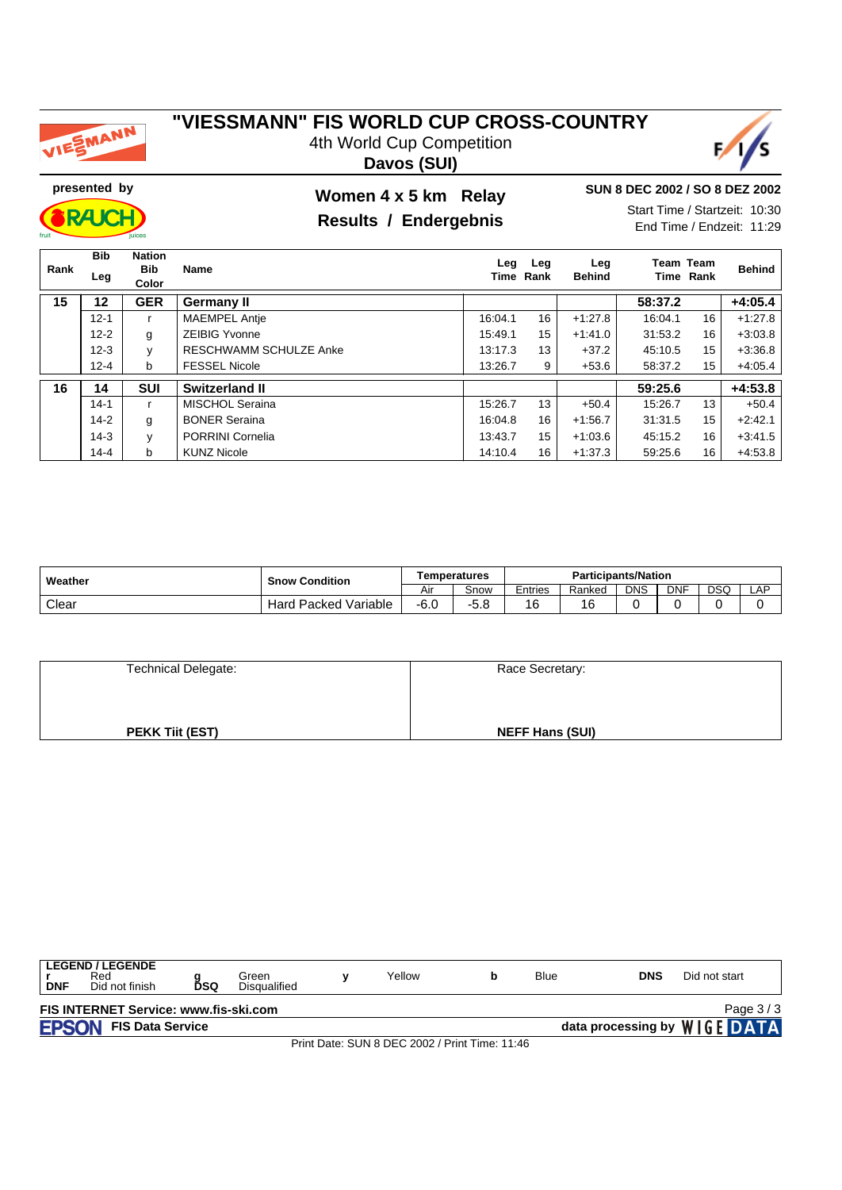# "VIESSMANN" FIS WORLD CUP CROSS-COUNTRY

4th World Cup Competition

**Davos (SUI)**

presented by

## Women 4 x 5 km Relay

## Results / Endergebnis

**SUN 8 DEC 2002 / SO 8 DEZ 2002**

Start Time / Startzeit: 10:30

End Time / Endzeit: 11:29

| Rank | Bib Leg | Nation Bib Color | Name | Leg Time | Leg Rank | Leg Behind | Team Time | Team Rank | Behind |
|---|---|---|---|---|---|---|---|---|---|
| **15** | **12** | **GER** | **Germany II** | | | | **58:37.2** | | **+4:05.4** |
| | 12-1 | r | MAEMPEL Antje | 16:04.1 | 16 | +1:27.8 | 16:04.1 | 16 | +1:27.8 |
| | 12-2 | g | ZEIBIG Yvonne | 15:49.1 | 15 | +1:41.0 | 31:53.2 | 16 | +3:03.8 |
| | 12-3 | y | RESCHWAMM SCHULZE Anke | 13:17.3 | 13 | +37.2 | 45:10.5 | 15 | +3:36.8 |
| | 12-4 | b | FESSEL Nicole | 13:26.7 | 9 | +53.6 | 58:37.2 | 15 | +4:05.4 |
| **16** | **14** | **SUI** | **Switzerland II** | | | | **59:25.6** | | **+4:53.8** |
| | 14-1 | r | MISCHOL Seraina | 15:26.7 | 13 | +50.4 | 15:26.7 | 13 | +50.4 |
| | 14-2 | g | BONER Seraina | 16:04.8 | 16 | +1:56.7 | 31:31.5 | 15 | +2:42.1 |
| | 14-3 | y | PORRINI Cornelia | 13:43.7 | 15 | +1:03.6 | 45:15.2 | 16 | +3:41.5 |
| | 14-4 | b | KUNZ Nicole | 14:10.4 | 16 | +1:37.3 | 59:25.6 | 16 | +4:53.8 |

| Weather | Snow Condition | Temperatures | | Participants/Nation | | | | | |
|---|---|---|---|---|---|---|---|---|---|
| | | Air | Snow | Entries | Ranked | DNS | DNF | DSQ | LAP |
| Clear | Hard Packed Variable | -6.0 | -5.8 | 16 | 16 | 0 | 0 | 0 | 0 |

| Technical Delegate: | Race Secretary: |
|---|---|
| **PEKK Tiit (EST)** | **NEFF Hans (SUI)** |

| LEGEND / LEGENDE | | | | | | | |
|---|---|---|---|---|---|---|---|
| r | Red | g | Green | y | Yellow | b | Blue |
| DNF | Did not finish | DSQ | Disqualified | DNS | Did not start | | |

FIS INTERNET Service: www.fis-ski.com

EPSON FIS Data Service — data processing by WIGE DATA

Print Date: SUN 8 DEC 2002 / Print Time: 11:46